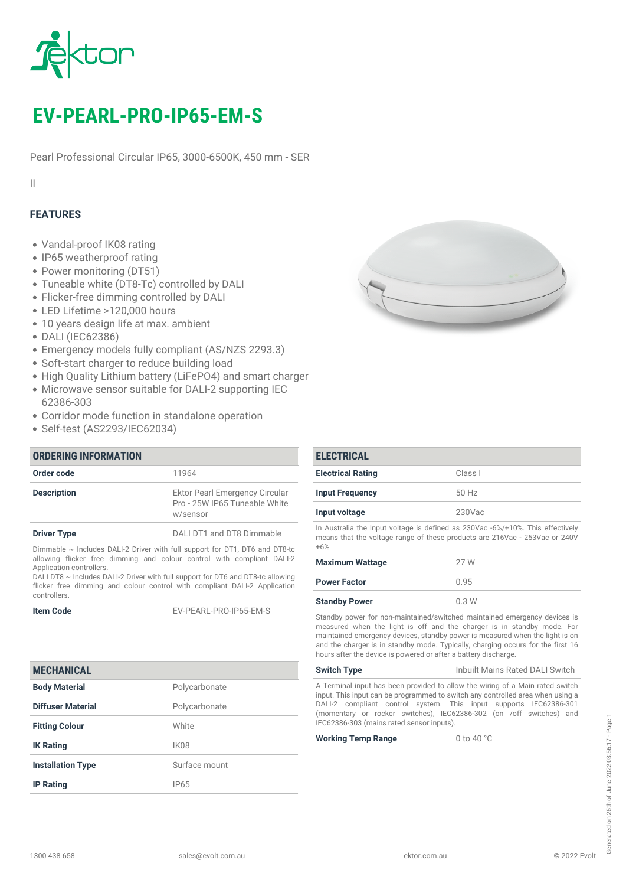# EV-PEARL-PRO-IP65-EM-S

Pearl Professional Circular IP65, 3000-6500K, 450 mm - SER

II

## FEATURES

- Vandal-proof IK08 rating
- IP65 weatherproof rating
- Power monitoring (DT51)
- Tuneable white (DT8-Tc) controlled by DALI
- Flicker-free dimming controlled by DALI
- LED Lifetime >120,000 hours
- 10 years design life at max. ambient
- DALI (IEC62386)
- Emergency models fully compliant (AS/NZS 2293.3)
- Soft-start charger to reduce building load
- High Quality Lithium battery (LiFePO4) and smart charger
- Microwave sensor suitable for DALI-2 supporting IEC 62386-303
- Corridor mode function in standalone operation
- Self-test (AS2293/IEC62034)

## ORDERING INFORMATION

| | |
|---|---|
| **Order code** | 11964 |
| **Description** | Ektor Pearl Emergency Circular Pro - 25W IP65 Tuneable White w/sensor |
| **Driver Type** | DALI DT1 and DT8 Dimmable |

Dimmable ~ Includes DALI-2 Driver with full support for DT1, DT6 and DT8-tc allowing flicker free dimming and colour control with compliant DALI-2 Application controllers.
DALI DT8 ~ Includes DALI-2 Driver with full support for DT6 and DT8-tc allowing flicker free dimming and colour control with compliant DALI-2 Application controllers.

| | |
|---|---|
| **Item Code** | EV-PEARL-PRO-IP65-EM-S |

## MECHANICAL

| | |
|---|---|
| **Body Material** | Polycarbonate |
| **Diffuser Material** | Polycarbonate |
| **Fitting Colour** | White |
| **IK Rating** | IK08 |
| **Installation Type** | Surface mount |
| **IP Rating** | IP65 |

## ELECTRICAL

| | |
|---|---|
| **Electrical Rating** | Class I |
| **Input Frequency** | 50 Hz |
| **Input voltage** | 230Vac |

In Australia the Input voltage is defined as 230Vac -6%/+10%. This effectively means that the voltage range of these products are 216Vac - 253Vac or 240V +6%

| | |
|---|---|
| **Maximum Wattage** | 27 W |
| **Power Factor** | 0.95 |
| **Standby Power** | 0.3 W |

Standby power for non-maintained/switched maintained emergency devices is measured when the light is off and the charger is in standby mode. For maintained emergency devices, standby power is measured when the light is on and the charger is in standby mode. Typically, charging occurs for the first 16 hours after the device is powered or after a battery discharge.

| | |
|---|---|
| **Switch Type** | Inbuilt Mains Rated DALI Switch |

A Terminal input has been provided to allow the wiring of a Main rated switch input. This input can be programmed to switch any controlled area when using a DALI-2 compliant control system. This input supports IEC62386-301 (momentary or rocker switches), IEC62386-302 (on /off switches) and IEC62386-303 (mains rated sensor inputs).

| | |
|---|---|
| **Working Temp Range** | 0 to 40 °C |

1300 438 658 | sales@evolt.com.au | ektor.com.au | © 2022 Evolt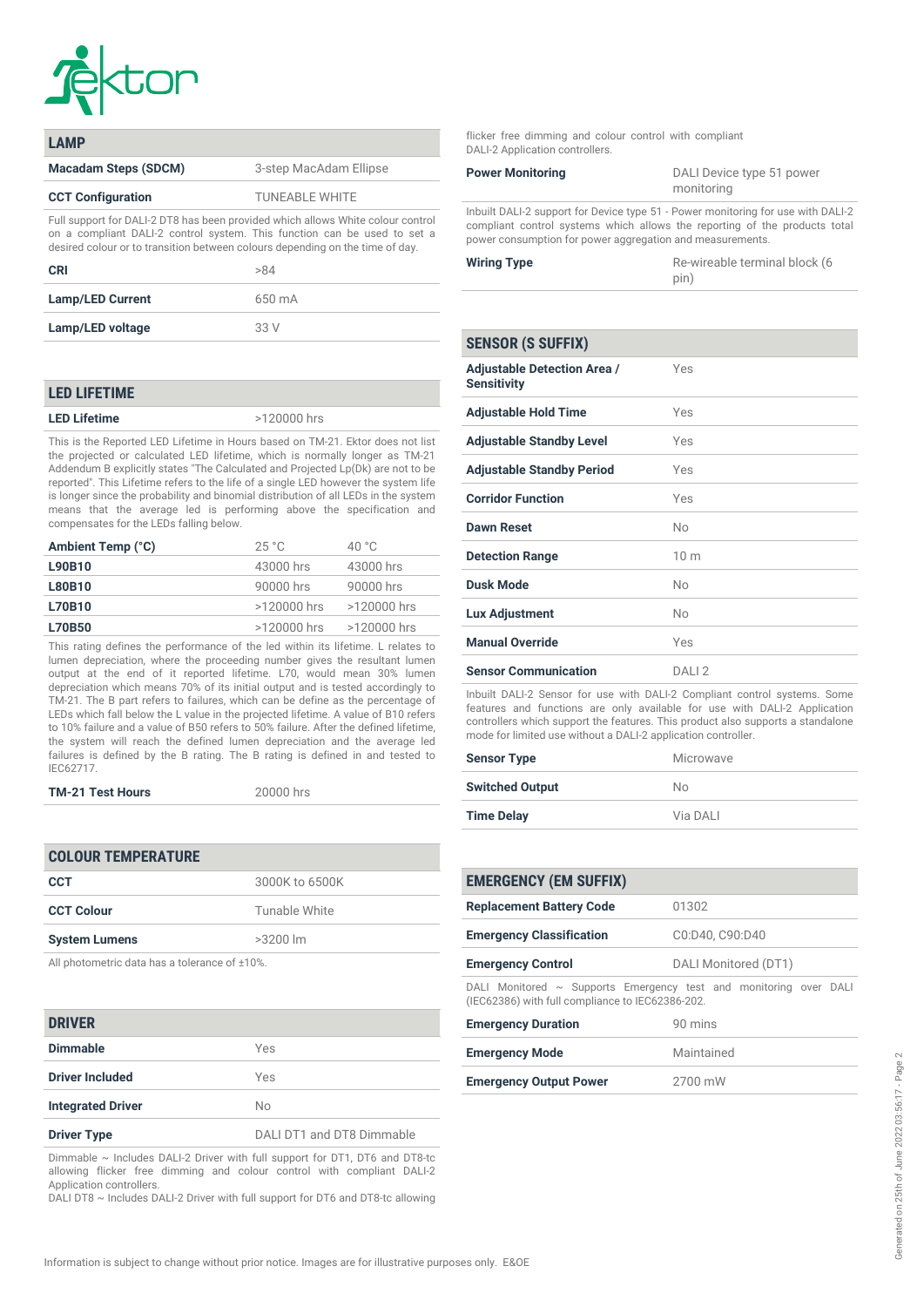## LAMP

| | |
|---|---|
| **Macadam Steps (SDCM)** | 3-step MacAdam Ellipse |
| **CCT Configuration** | TUNEABLE WHITE |

Full support for DALI-2 DT8 has been provided which allows White colour control on a compliant DALI-2 control system. This function can be used to set a desired colour or to transition between colours depending on the time of day.

| | |
|---|---|
| **CRI** | >84 |
| **Lamp/LED Current** | 650 mA |
| **Lamp/LED voltage** | 33 V |

## LED LIFETIME

| | |
|---|---|
| **LED Lifetime** | >120000 hrs |

This is the Reported LED Lifetime in Hours based on TM-21. Ektor does not list the projected or calculated LED lifetime, which is normally longer as TM-21 Addendum B explicitly states "The Calculated and Projected Lp(Dk) are not to be reported". This Lifetime refers to the life of a single LED however the system life is longer since the probability and binomial distribution of all LEDs in the system means that the average led is performing above the specification and compensates for the LEDs falling below.

| **Ambient Temp (°C)** | 25 °C | 40 °C |
|---|---|---|
| **L90B10** | 43000 hrs | 43000 hrs |
| **L80B10** | 90000 hrs | 90000 hrs |
| **L70B10** | >120000 hrs | >120000 hrs |
| **L70B50** | >120000 hrs | >120000 hrs |

This rating defines the performance of the led within its lifetime. L relates to lumen depreciation, where the proceeding number gives the resultant lumen output at the end of it reported lifetime. L70, would mean 30% lumen depreciation which means 70% of its initial output and is tested accordingly to TM-21. The B part refers to failures, which can be define as the percentage of LEDs which fall below the L value in the projected lifetime. A value of B10 refers to 10% failure and a value of B50 refers to 50% failure. After the defined lifetime, the system will reach the defined lumen depreciation and the average led failures is defined by the B rating. The B rating is defined in and tested to IEC62717.

| | |
|---|---|
| **TM-21 Test Hours** | 20000 hrs |

## COLOUR TEMPERATURE

| | |
|---|---|
| **CCT** | 3000K to 6500K |
| **CCT Colour** | Tunable White |
| **System Lumens** | >3200 lm |

All photometric data has a tolerance of ±10%.

## DRIVER

| | |
|---|---|
| **Dimmable** | Yes |
| **Driver Included** | Yes |
| **Integrated Driver** | No |
| **Driver Type** | DALI DT1 and DT8 Dimmable |

Dimmable ~ Includes DALI-2 Driver with full support for DT1, DT6 and DT8-tc allowing flicker free dimming and colour control with compliant DALI-2 Application controllers.
DALI DT8 ~ Includes DALI-2 Driver with full support for DT6 and DT8-tc allowing flicker free dimming and colour control with compliant DALI-2 Application controllers.

| | |
|---|---|
| **Power Monitoring** | DALI Device type 51 power monitoring |

Inbuilt DALI-2 support for Device type 51 - Power monitoring for use with DALI-2 compliant control systems which allows the reporting of the products total power consumption for power aggregation and measurements.

| | |
|---|---|
| **Wiring Type** | Re-wireable terminal block (6 pin) |

## SENSOR (S SUFFIX)

| | |
|---|---|
| **Adjustable Detection Area / Sensitivity** | Yes |
| **Adjustable Hold Time** | Yes |
| **Adjustable Standby Level** | Yes |
| **Adjustable Standby Period** | Yes |
| **Corridor Function** | Yes |
| **Dawn Reset** | No |
| **Detection Range** | 10 m |
| **Dusk Mode** | No |
| **Lux Adjustment** | No |
| **Manual Override** | Yes |
| **Sensor Communication** | DALI 2 |

Inbuilt DALI-2 Sensor for use with DALI-2 Compliant control systems. Some features and functions are only available for use with DALI-2 Application controllers which support the features. This product also supports a standalone mode for limited use without a DALI-2 application controller.

| | |
|---|---|
| **Sensor Type** | Microwave |
| **Switched Output** | No |
| **Time Delay** | Via DALI |

## EMERGENCY (EM SUFFIX)

| | |
|---|---|
| **Replacement Battery Code** | 01302 |
| **Emergency Classification** | C0:D40, C90:D40 |
| **Emergency Control** | DALI Monitored (DT1) |

DALI Monitored ~ Supports Emergency test and monitoring over DALI (IEC62386) with full compliance to IEC62386-202.

| | |
|---|---|
| **Emergency Duration** | 90 mins |
| **Emergency Mode** | Maintained |
| **Emergency Output Power** | 2700 mW |

Information is subject to change without prior notice. Images are for illustrative purposes only. E&OE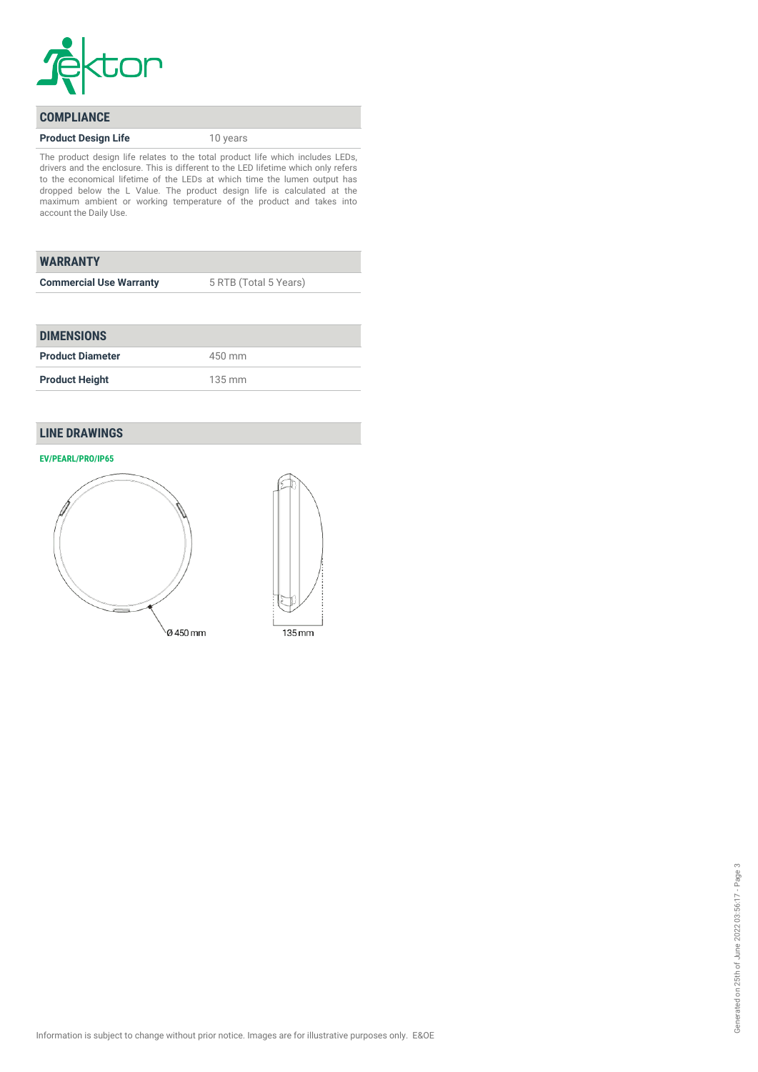## COMPLIANCE

| | |
|---|---|
| **Product Design Life** | 10 years |

The product design life relates to the total product life which includes LEDs, drivers and the enclosure. This is different to the LED lifetime which only refers to the economical lifetime of the LEDs at which time the lumen output has dropped below the L Value. The product design life is calculated at the maximum ambient or working temperature of the product and takes into account the Daily Use.

## WARRANTY

| | |
|---|---|
| **Commercial Use Warranty** | 5 RTB (Total 5 Years) |

## DIMENSIONS

| | |
|---|---|
| **Product Diameter** | 450 mm |
| **Product Height** | 135 mm |

## LINE DRAWINGS

**EV/PEARL/PRO/IP65**

Ø 450 mm

135 mm

Information is subject to change without prior notice. Images are for illustrative purposes only. E&OE